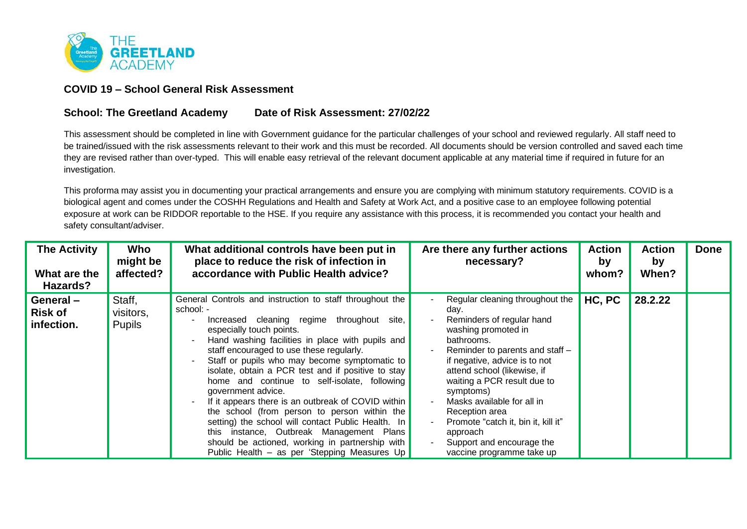## COVID 19 – School General Risk Assessment

**School: The Greetland Academy Date of Risk Assessment: 27/02/22**

This assessment should be completed in line with Government guidance for the particular challenges of your school and reviewed regularly. All staff need to be trained/issued with the risk assessments relevant to their work and this must be recorded. All documents should be version controlled and saved each time they are revised rather than over-typed. This will enable easy retrieval of the relevant document applicable at any material time if required in future for an investigation.

This proforma may assist you in documenting your practical arrangements and ensure you are complying with minimum statutory requirements. COVID is a biological agent and comes under the COSHH Regulations and Health and Safety at Work Act, and a positive case to an employee following potential exposure at work can be RIDDOR reportable to the HSE. If you require any assistance with this process, it is recommended you contact your health and safety consultant/adviser.

| The Activity<br><br>What are the Hazards? | Who might be affected? | What additional controls have been put in place to reduce the risk of infection in accordance with Public Health advice? | Are there any further actions necessary? | Action by whom? | Action by When? | Done |
|---|---|---|---|---|---|---|
| **General – Risk of infection.** | Staff, visitors, Pupils | General Controls and instruction to staff throughout the school: -<br>- Increased cleaning regime throughout site, especially touch points.<br>- Hand washing facilities in place with pupils and staff encouraged to use these regularly.<br>- Staff or pupils who may become symptomatic to isolate, obtain a PCR test and if positive to stay home and continue to self-isolate, following government advice.<br>- If it appears there is an outbreak of COVID within the school (from person to person within the setting) the school will contact Public Health. In this instance, Outbreak Management Plans should be actioned, working in partnership with Public Health – as per 'Stepping Measures Up | - Regular cleaning throughout the day.<br>- Reminders of regular hand washing promoted in bathrooms.<br>- Reminder to parents and staff – if negative, advice is to not attend school (likewise, if waiting a PCR result due to symptoms)<br>- Masks available for all in Reception area<br>- Promote "catch it, bin it, kill it" approach<br>- Support and encourage the vaccine programme take up | **HC, PC** | **28.2.22** | |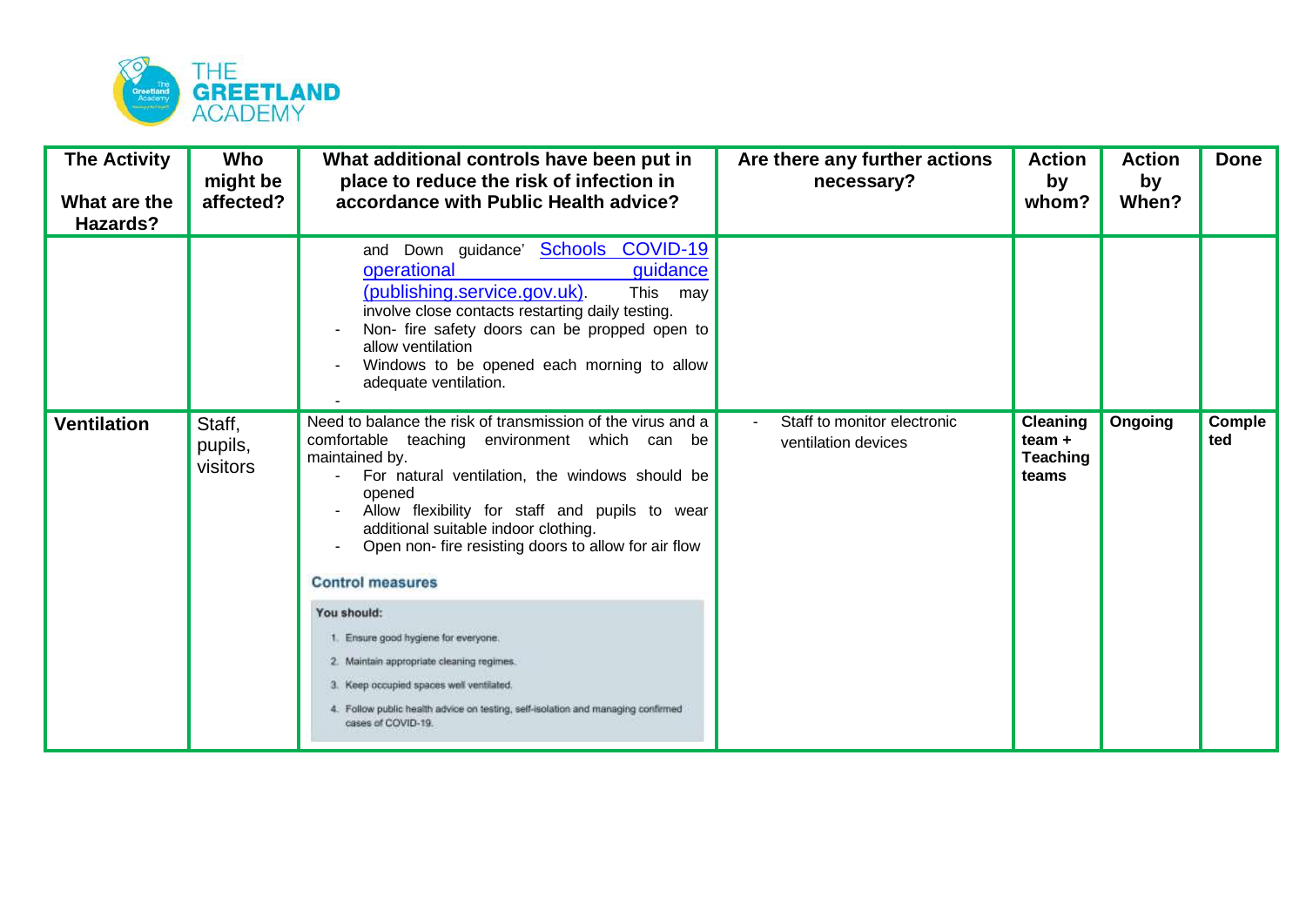| The Activity<br><br>What are the Hazards? | Who might be affected? | What additional controls have been put in place to reduce the risk of infection in accordance with Public Health advice? | Are there any further actions necessary? | Action by whom? | Action by When? | Done |
|---|---|---|---|---|---|---|
| | | and Down guidance' [Schools COVID-19 operational guidance (publishing.service.gov.uk)](publishing.service.gov.uk). This may involve close contacts restarting daily testing.<br>- Non- fire safety doors can be propped open to allow ventilation<br>- Windows to be opened each morning to allow adequate ventilation.<br>- | | | | |
| **Ventilation** | Staff, pupils, visitors | Need to balance the risk of transmission of the virus and a comfortable teaching environment which can be maintained by.<br>- For natural ventilation, the windows should be opened<br>- Allow flexibility for staff and pupils to wear additional suitable indoor clothing.<br>- Open non- fire resisting doors to allow for air flow<br><br>**Control measures**<br><br>**You should:**<br>1. Ensure good hygiene for everyone.<br>2. Maintain appropriate cleaning regimes.<br>3. Keep occupied spaces well ventilated.<br>4. Follow public health advice on testing, self-isolation and managing confirmed cases of COVID-19. | - Staff to monitor electronic ventilation devices | **Cleaning team + Teaching teams** | **Ongoing** | **Completed** |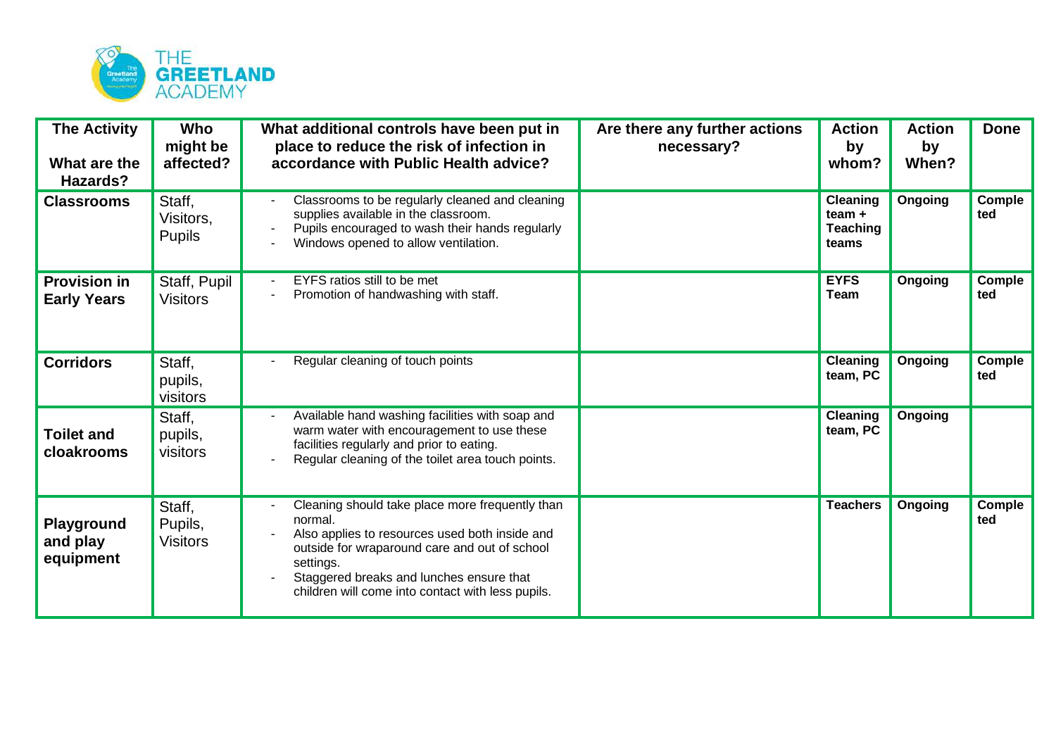| The Activity<br><br>What are the Hazards? | Who might be affected? | What additional controls have been put in place to reduce the risk of infection in accordance with Public Health advice? | Are there any further actions necessary? | Action by whom? | Action by When? | Done |
|---|---|---|---|---|---|---|
| **Classrooms** | Staff, Visitors, Pupils | - Classrooms to be regularly cleaned and cleaning supplies available in the classroom.<br>- Pupils encouraged to wash their hands regularly<br>- Windows opened to allow ventilation. | | **Cleaning team + Teaching teams** | **Ongoing** | **Completed** |
| **Provision in Early Years** | Staff, Pupil Visitors | - EYFS ratios still to be met<br>- Promotion of handwashing with staff. | | **EYFS Team** | **Ongoing** | **Completed** |
| **Corridors** | Staff, pupils, visitors | - Regular cleaning of touch points | | **Cleaning team, PC** | **Ongoing** | **Completed** |
| **Toilet and cloakrooms** | Staff, pupils, visitors | - Available hand washing facilities with soap and warm water with encouragement to use these facilities regularly and prior to eating.<br>- Regular cleaning of the toilet area touch points. | | **Cleaning team, PC** | **Ongoing** | |
| **Playground and play equipment** | Staff, Pupils, Visitors | - Cleaning should take place more frequently than normal.<br>- Also applies to resources used both inside and outside for wraparound care and out of school settings.<br>- Staggered breaks and lunches ensure that children will come into contact with less pupils. | | **Teachers** | **Ongoing** | **Completed** |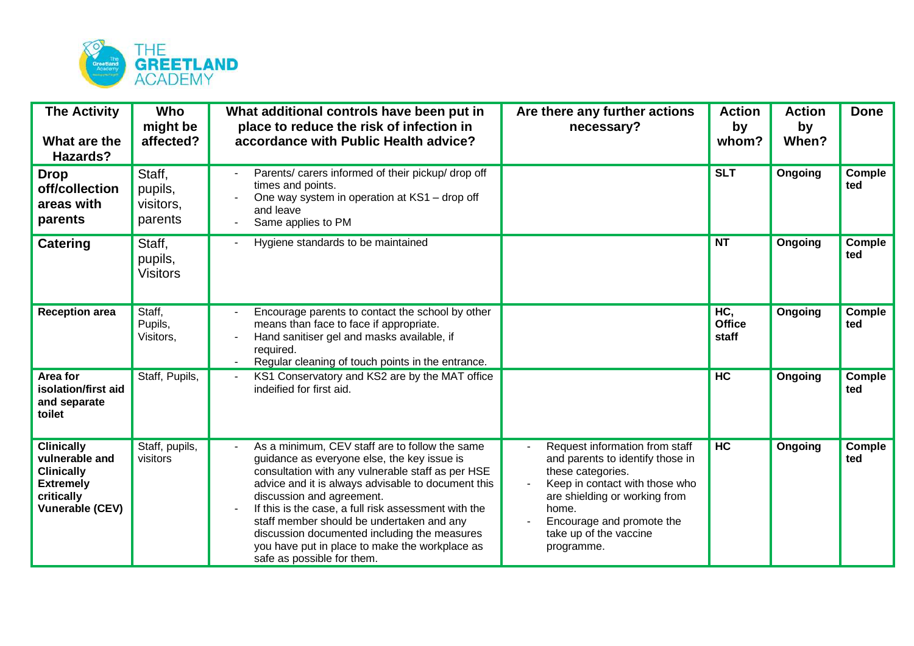| The Activity<br><br>What are the Hazards? | Who might be affected? | What additional controls have been put in place to reduce the risk of infection in accordance with Public Health advice? | Are there any further actions necessary? | Action by whom? | Action by When? | Done |
|---|---|---|---|---|---|---|
| **Drop off/collection areas with parents** | Staff, pupils, visitors, parents | - Parents/ carers informed of their pickup/ drop off times and points.<br>- One way system in operation at KS1 – drop off and leave<br>- Same applies to PM | | **SLT** | **Ongoing** | **Completed** |
| **Catering** | Staff, pupils, Visitors | - Hygiene standards to be maintained | | **NT** | **Ongoing** | **Completed** |
| **Reception area** | Staff, Pupils, Visitors, | - Encourage parents to contact the school by other means than face to face if appropriate.<br>- Hand sanitiser gel and masks available, if required.<br>- Regular cleaning of touch points in the entrance. | | **HC, Office staff** | **Ongoing** | **Completed** |
| **Area for isolation/first aid and separate toilet** | Staff, Pupils, | - KS1 Conservatory and KS2 are by the MAT office indeified for first aid. | | **HC** | **Ongoing** | **Completed** |
| **Clinically vulnerable and Clinically Extremely critically Vunerable (CEV)** | Staff, pupils, visitors | - As a minimum, CEV staff are to follow the same guidance as everyone else, the key issue is consultation with any vulnerable staff as per HSE advice and it is always advisable to document this discussion and agreement.<br>- If this is the case, a full risk assessment with the staff member should be undertaken and any discussion documented including the measures you have put in place to make the workplace as safe as possible for them. | - Request information from staff and parents to identify those in these categories.<br>- Keep in contact with those who are shielding or working from home.<br>- Encourage and promote the take up of the vaccine programme. | **HC** | **Ongoing** | **Completed** |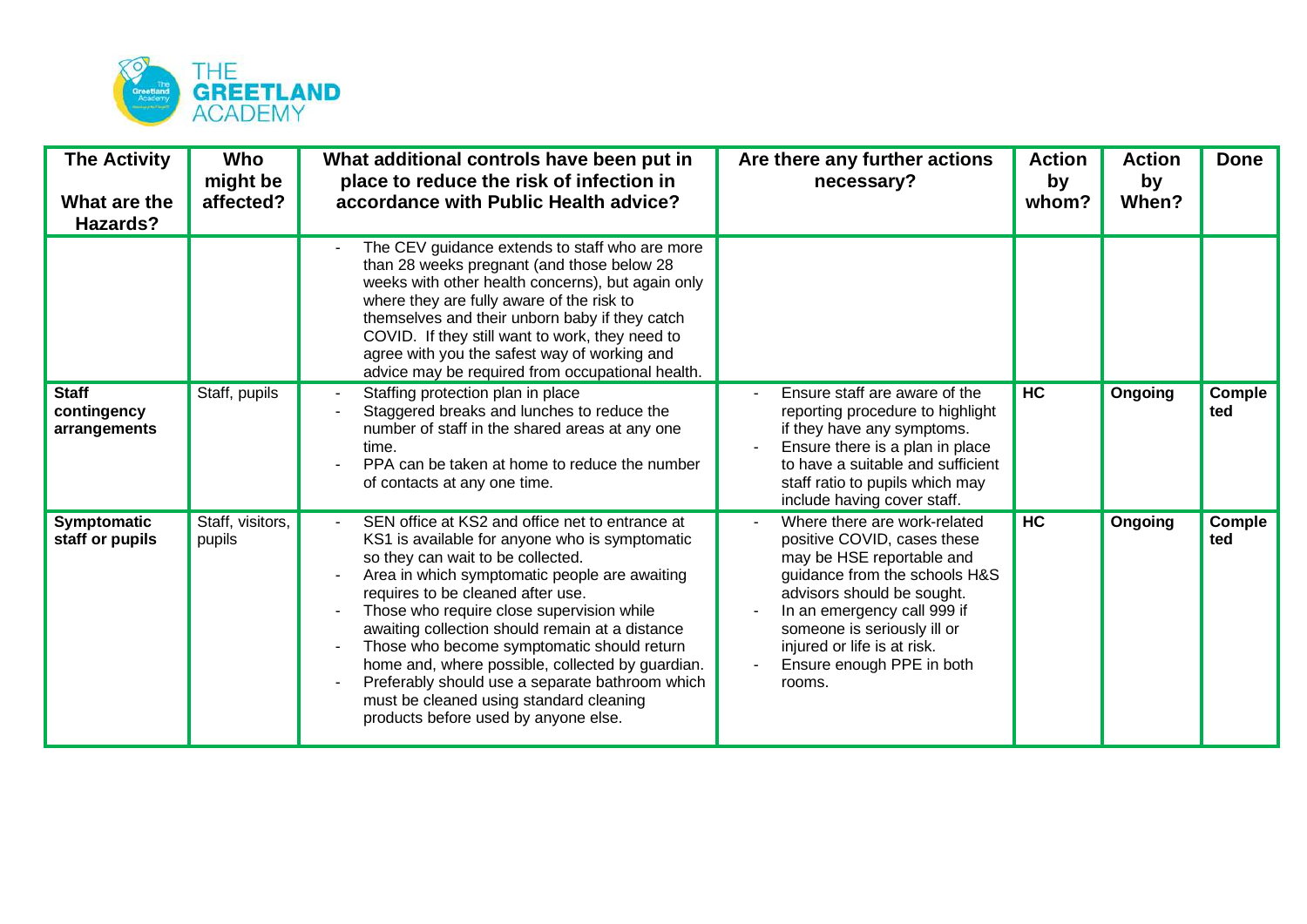| The Activity<br><br>What are the Hazards? | Who might be affected? | What additional controls have been put in place to reduce the risk of infection in accordance with Public Health advice? | Are there any further actions necessary? | Action by whom? | Action by When? | Done |
|---|---|---|---|---|---|---|
| | | - The CEV guidance extends to staff who are more than 28 weeks pregnant (and those below 28 weeks with other health concerns), but again only where they are fully aware of the risk to themselves and their unborn baby if they catch COVID. If they still want to work, they need to agree with you the safest way of working and advice may be required from occupational health. | | | | |
| **Staff contingency arrangements** | Staff, pupils | - Staffing protection plan in place<br>- Staggered breaks and lunches to reduce the number of staff in the shared areas at any one time.<br>- PPA can be taken at home to reduce the number of contacts at any one time. | - Ensure staff are aware of the reporting procedure to highlight if they have any symptoms.<br>- Ensure there is a plan in place to have a suitable and sufficient staff ratio to pupils which may include having cover staff. | **HC** | **Ongoing** | **Completed** |
| **Symptomatic staff or pupils** | Staff, visitors, pupils | - SEN office at KS2 and office net to entrance at KS1 is available for anyone who is symptomatic so they can wait to be collected.<br>- Area in which symptomatic people are awaiting requires to be cleaned after use.<br>- Those who require close supervision while awaiting collection should remain at a distance<br>- Those who become symptomatic should return home and, where possible, collected by guardian.<br>- Preferably should use a separate bathroom which must be cleaned using standard cleaning products before used by anyone else. | - Where there are work-related positive COVID, cases these may be HSE reportable and guidance from the schools H&S advisors should be sought.<br>- In an emergency call 999 if someone is seriously ill or injured or life is at risk.<br>- Ensure enough PPE in both rooms. | **HC** | **Ongoing** | **Completed** |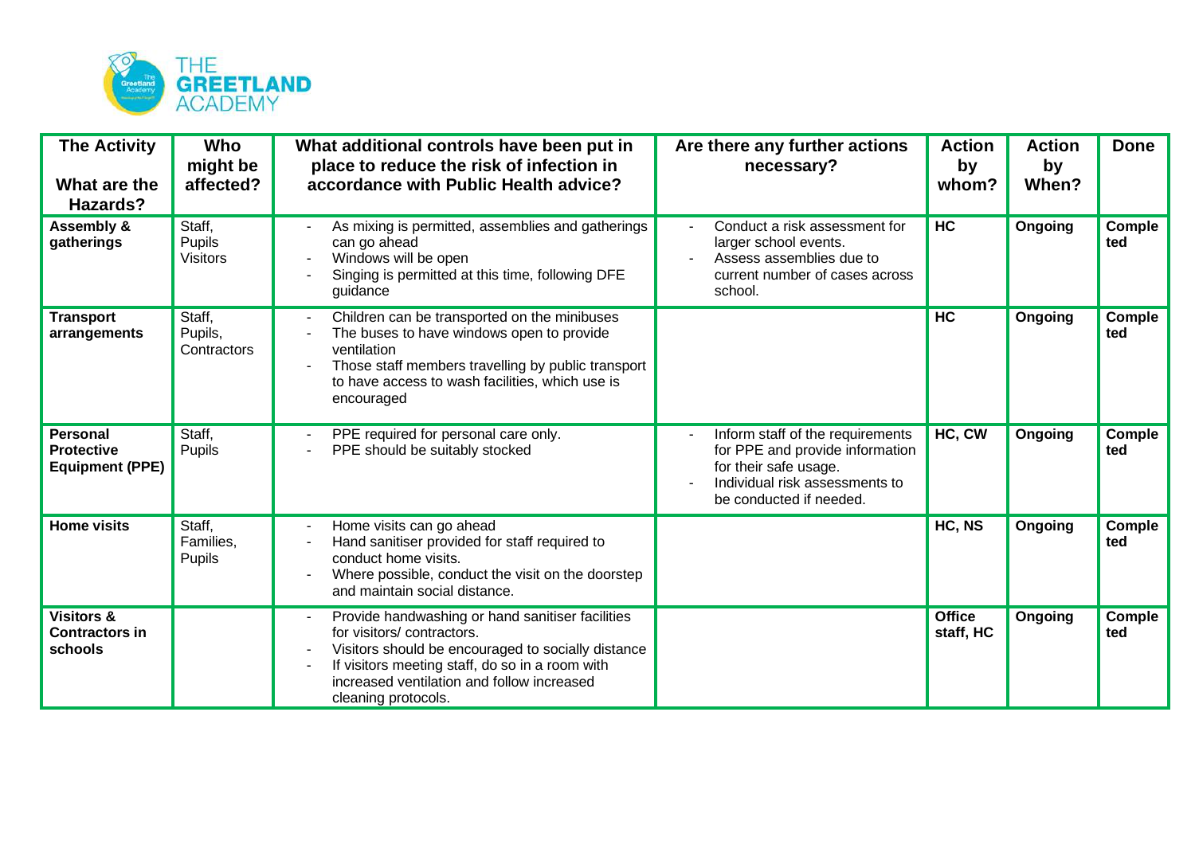| The Activity<br><br>What are the Hazards? | Who might be affected? | What additional controls have been put in place to reduce the risk of infection in accordance with Public Health advice? | Are there any further actions necessary? | Action by whom? | Action by When? | Done |
|---|---|---|---|---|---|---|
| **Assembly & gatherings** | Staff, Pupils Visitors | - As mixing is permitted, assemblies and gatherings can go ahead<br>- Windows will be open<br>- Singing is permitted at this time, following DFE guidance | - Conduct a risk assessment for larger school events.<br>- Assess assemblies due to current number of cases across school. | **HC** | **Ongoing** | **Completed** |
| **Transport arrangements** | Staff, Pupils, Contractors | - Children can be transported on the minibuses<br>- The buses to have windows open to provide ventilation<br>- Those staff members travelling by public transport to have access to wash facilities, which use is encouraged | | **HC** | **Ongoing** | **Completed** |
| **Personal Protective Equipment (PPE)** | Staff, Pupils | - PPE required for personal care only.<br>- PPE should be suitably stocked | - Inform staff of the requirements for PPE and provide information for their safe usage.<br>- Individual risk assessments to be conducted if needed. | **HC, CW** | **Ongoing** | **Completed** |
| **Home visits** | Staff, Families, Pupils | - Home visits can go ahead<br>- Hand sanitiser provided for staff required to conduct home visits.<br>- Where possible, conduct the visit on the doorstep and maintain social distance. | | **HC, NS** | **Ongoing** | **Completed** |
| **Visitors & Contractors in schools** | | - Provide handwashing or hand sanitiser facilities for visitors/ contractors.<br>- Visitors should be encouraged to socially distance<br>- If visitors meeting staff, do so in a room with increased ventilation and follow increased cleaning protocols. | | **Office staff, HC** | **Ongoing** | **Completed** |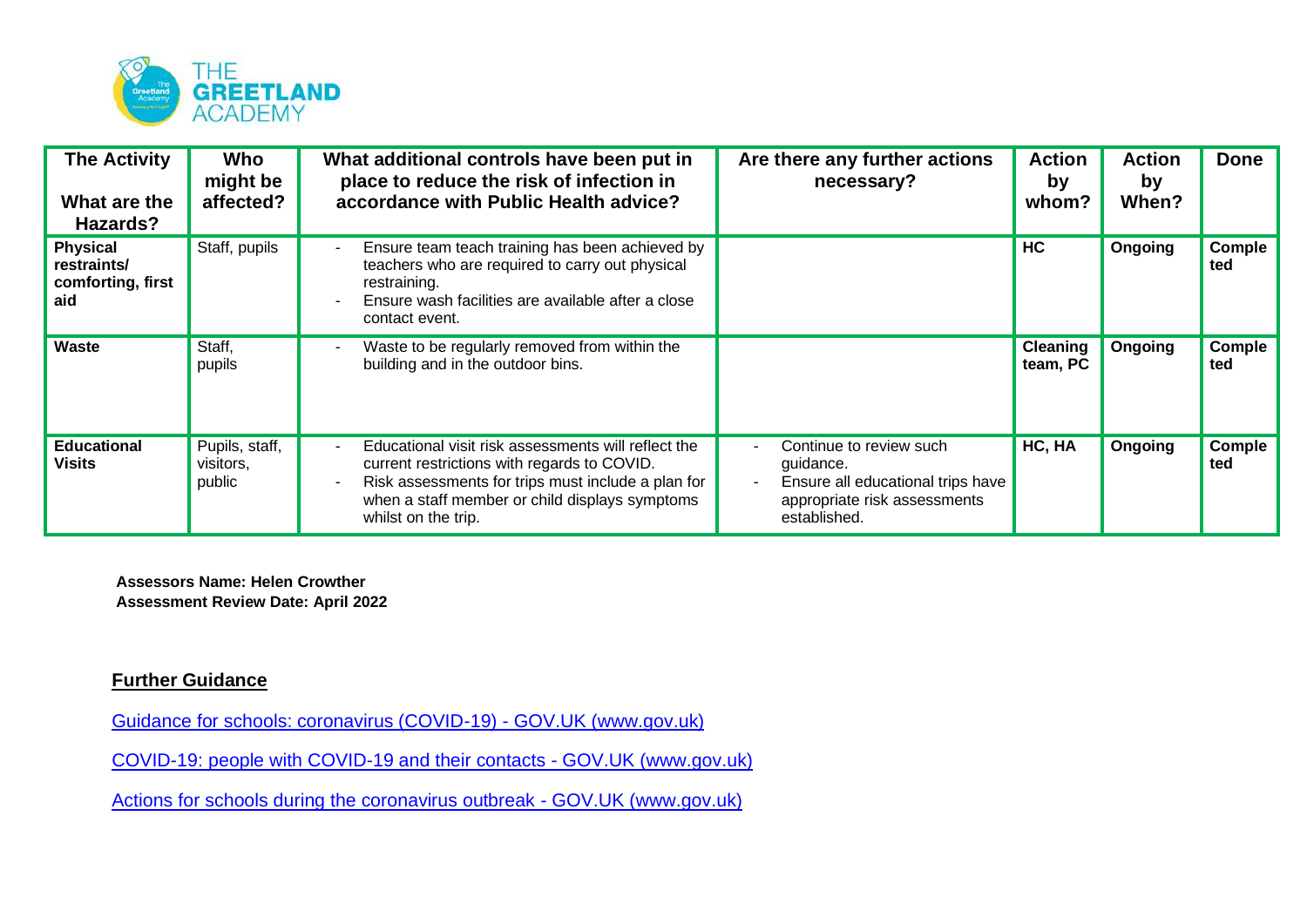| The Activity<br><br>What are the Hazards? | Who might be affected? | What additional controls have been put in place to reduce the risk of infection in accordance with Public Health advice? | Are there any further actions necessary? | Action by whom? | Action by When? | Done |
|---|---|---|---|---|---|---|
| **Physical restraints/ comforting, first aid** | Staff, pupils | - Ensure team teach training has been achieved by teachers who are required to carry out physical restraining.<br>- Ensure wash facilities are available after a close contact event. | | **HC** | **Ongoing** | **Completed** |
| **Waste** | Staff, pupils | - Waste to be regularly removed from within the building and in the outdoor bins. | | **Cleaning team, PC** | **Ongoing** | **Completed** |
| **Educational Visits** | Pupils, staff, visitors, public | - Educational visit risk assessments will reflect the current restrictions with regards to COVID.<br>- Risk assessments for trips must include a plan for when a staff member or child displays symptoms whilst on the trip. | - Continue to review such guidance.<br>- Ensure all educational trips have appropriate risk assessments established. | **HC, HA** | **Ongoing** | **Completed** |

**Assessors Name: Helen Crowther**
**Assessment Review Date: April 2022**

## Further Guidance

Guidance for schools: coronavirus (COVID-19) - GOV.UK (www.gov.uk)

COVID-19: people with COVID-19 and their contacts - GOV.UK (www.gov.uk)

Actions for schools during the coronavirus outbreak - GOV.UK (www.gov.uk)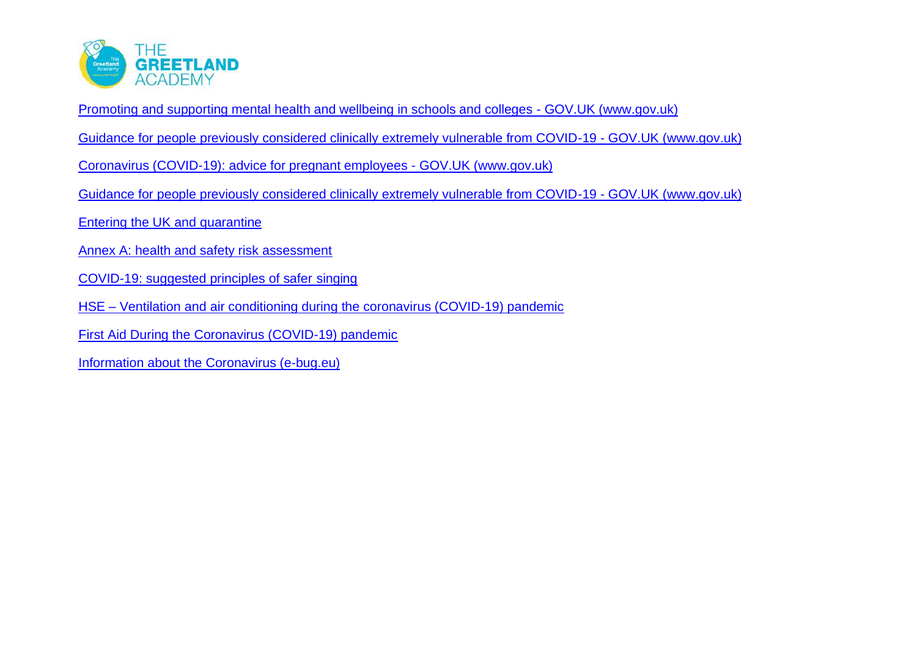Promoting and supporting mental health and wellbeing in schools and colleges - GOV.UK (www.gov.uk)

Guidance for people previously considered clinically extremely vulnerable from COVID-19 - GOV.UK (www.gov.uk)

Coronavirus (COVID-19): advice for pregnant employees - GOV.UK (www.gov.uk)

Guidance for people previously considered clinically extremely vulnerable from COVID-19 - GOV.UK (www.gov.uk)

Entering the UK and quarantine

Annex A: health and safety risk assessment

COVID-19: suggested principles of safer singing

HSE – Ventilation and air conditioning during the coronavirus (COVID-19) pandemic

First Aid During the Coronavirus (COVID-19) pandemic

Information about the Coronavirus (e-bug.eu)